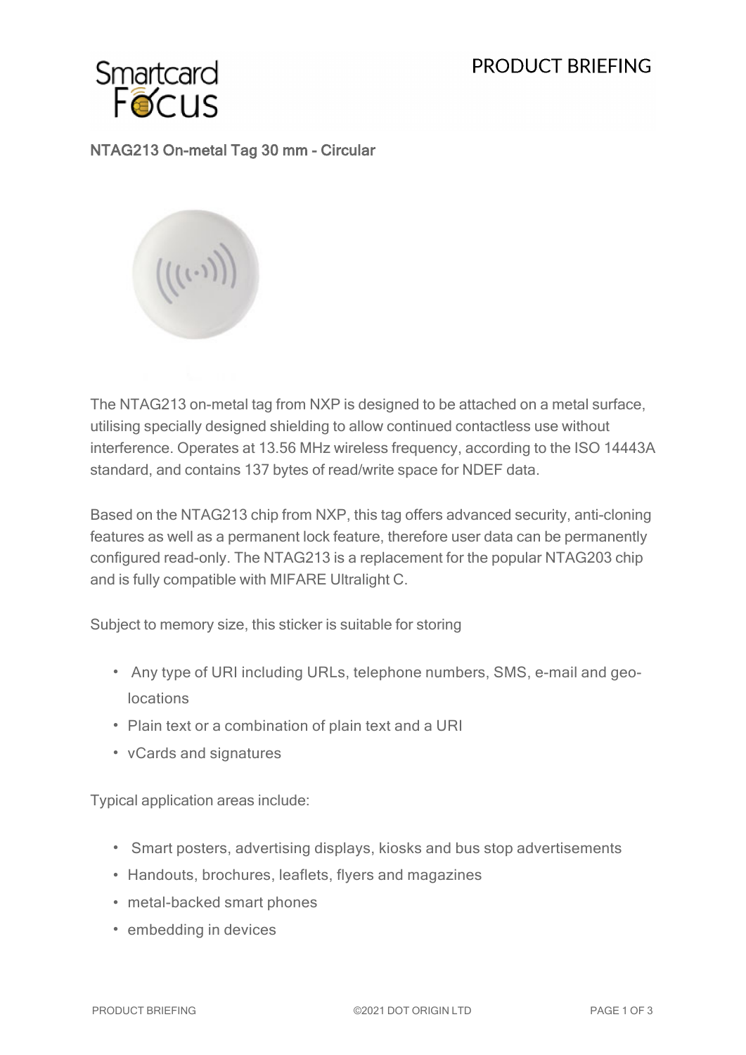# NTAG213 On-metal Tag 30 mm - Circular

The NTAG213 on-metal tag from NXP is designed to be attached on a metal surface, utilising specially designed shielding to allow continued contactless use without interference. Operates at 13.56 MHz wireless frequency, according to the ISO 14443A standard, and contains 137 bytes of read/write space for NDEF data.

Based on the NTAG213 chip from NXP, this tag offers advanced security, anti-cloning features as well as a permanent lock feature, therefore user data can be permanently configured read-only. The NTAG213 is a replacement for the popular NTAG203 chip and is fully compatible with MIFARE Ultralight C.

Subject to memory size, this sticker is suitable for storing

- Any type of URI including URLs, telephone numbers, SMS, e-mail and geo-locations
- Plain text or a combination of plain text and a URI
- vCards and signatures

Typical application areas include:

- Smart posters, advertising displays, kiosks and bus stop advertisements
- Handouts, brochures, leaflets, flyers and magazines
- metal-backed smart phones
- embedding in devices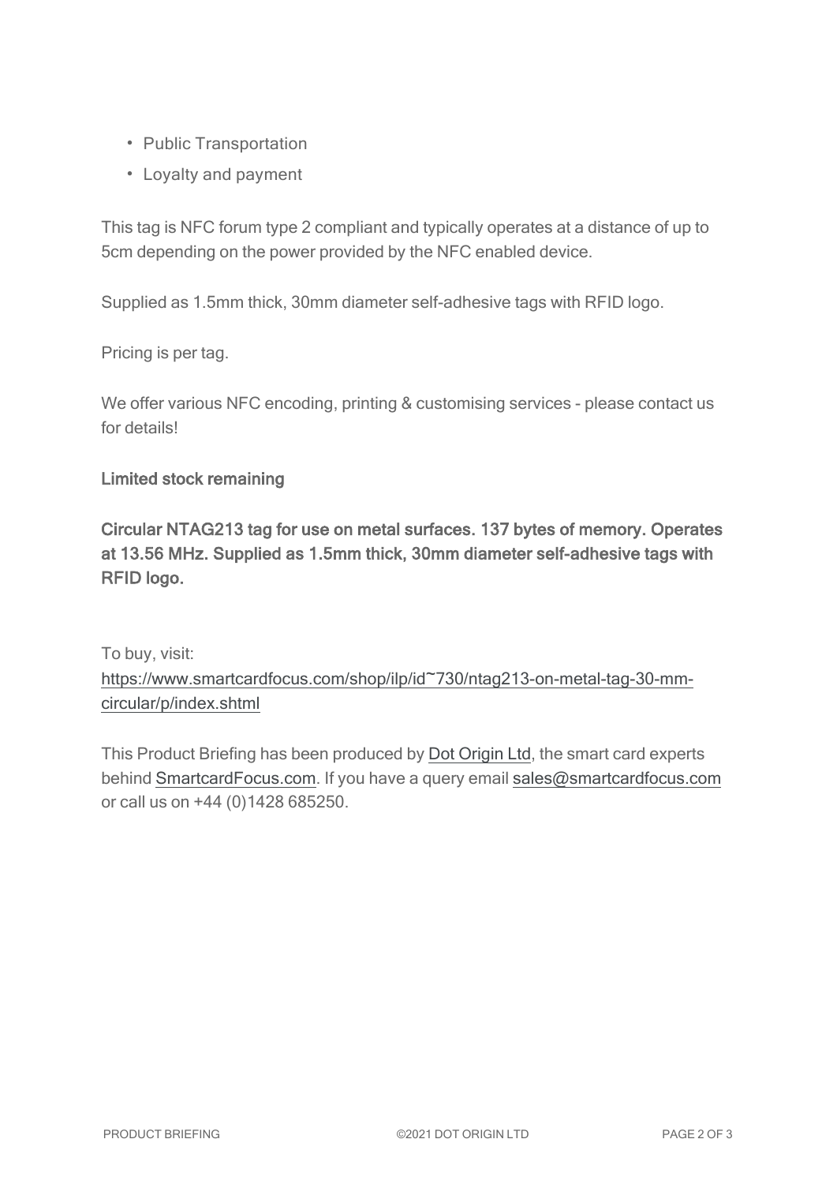- Public Transportation
- Loyalty and payment

This tag is NFC forum type 2 compliant and typically operates at a distance of up to 5cm depending on the power provided by the NFC enabled device.

Supplied as 1.5mm thick, 30mm diameter self-adhesive tags with RFID logo.

Pricing is per tag.

We offer various NFC encoding, printing & customising services - please contact us for details!

**Limited stock remaining**

**Circular NTAG213 tag for use on metal surfaces. 137 bytes of memory. Operates at 13.56 MHz. Supplied as 1.5mm thick, 30mm diameter self-adhesive tags with RFID logo.**

To buy, visit:
https://www.smartcardfocus.com/shop/ilp/id~730/ntag213-on-metal-tag-30-mm-circular/p/index.shtml

This Product Briefing has been produced by Dot Origin Ltd, the smart card experts behind SmartcardFocus.com. If you have a query email sales@smartcardfocus.com or call us on +44 (0)1428 685250.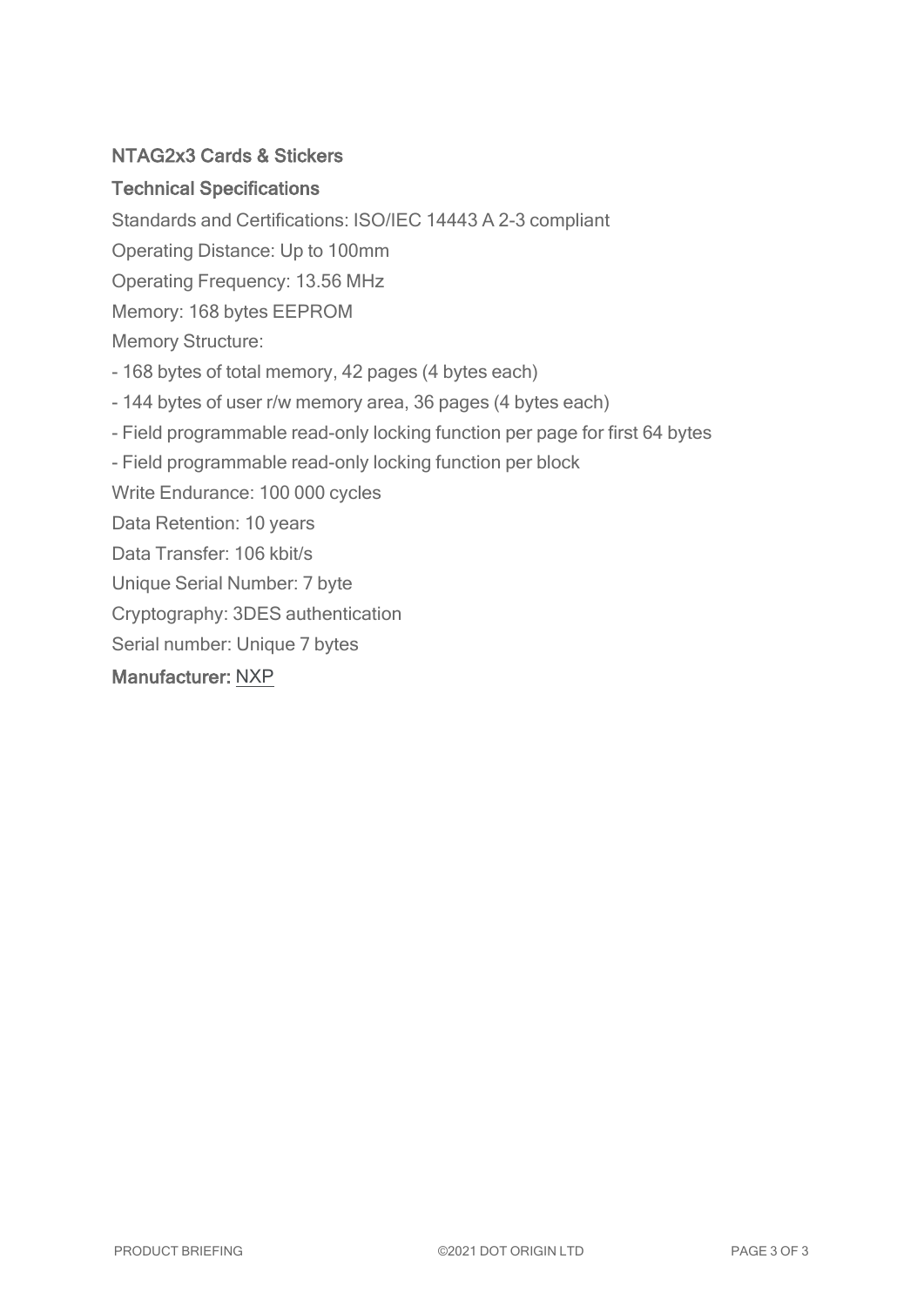## NTAG2x3 Cards & Stickers

### Technical Specifications

Standards and Certifications: ISO/IEC 14443 A 2-3 compliant

Operating Distance: Up to 100mm

Operating Frequency: 13.56 MHz

Memory: 168 bytes EEPROM

Memory Structure:

- 168 bytes of total memory, 42 pages (4 bytes each)
- 144 bytes of user r/w memory area, 36 pages (4 bytes each)
- Field programmable read-only locking function per page for first 64 bytes
- Field programmable read-only locking function per block

Write Endurance: 100 000 cycles

Data Retention: 10 years

Data Transfer: 106 kbit/s

Unique Serial Number: 7 byte

Cryptography: 3DES authentication

Serial number: Unique 7 bytes

**Manufacturer:** NXP